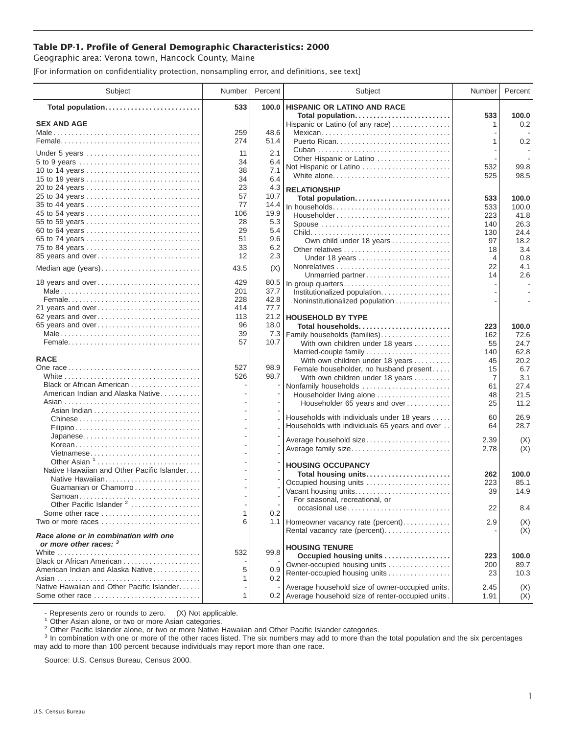# Table DP-1. Profile of General Demographic Characteristics: 2000

Geographic area: Verona town, Hancock County, Maine

[For information on confidentiality protection, nonsampling error, and definitions, see text]

| Subject | Number | Percent | Subject | Number | Percent |
|---|---|---|---|---|---|
| **Total population** | **533** | **100.0** | **HISPANIC OR LATINO AND RACE** | | |
| | | | **Total population** | **533** | **100.0** |
| **SEX AND AGE** | | | Hispanic or Latino (of any race) | 1 | 0.2 |
| Male | 259 | 48.6 | Mexican | - | - |
| Female | 274 | 51.4 | Puerto Rican | 1 | 0.2 |
| Under 5 years | 11 | 2.1 | Cuban | - | - |
| 5 to 9 years | 34 | 6.4 | Other Hispanic or Latino | - | - |
| 10 to 14 years | 38 | 7.1 | Not Hispanic or Latino | 532 | 99.8 |
| 15 to 19 years | 34 | 6.4 | White alone | 525 | 98.5 |
| 20 to 24 years | 23 | 4.3 | **RELATIONSHIP** | | |
| 25 to 34 years | 57 | 10.7 | **Total population** | **533** | **100.0** |
| 35 to 44 years | 77 | 14.4 | In households | 533 | 100.0 |
| 45 to 54 years | 106 | 19.9 | Householder | 223 | 41.8 |
| 55 to 59 years | 28 | 5.3 | Spouse | 140 | 26.3 |
| 60 to 64 years | 29 | 5.4 | Child | 130 | 24.4 |
| 65 to 74 years | 51 | 9.6 | Own child under 18 years | 97 | 18.2 |
| 75 to 84 years | 33 | 6.2 | Other relatives | 18 | 3.4 |
| 85 years and over | 12 | 2.3 | Under 18 years | 4 | 0.8 |
| Median age (years) | 43.5 | (X) | Nonrelatives | 22 | 4.1 |
| | | | Unmarried partner | 14 | 2.6 |
| 18 years and over | 429 | 80.5 | In group quarters | - | - |
| Male | 201 | 37.7 | Institutionalized population | - | - |
| Female | 228 | 42.8 | Noninstitutionalized population | - | - |
| 21 years and over | 414 | 77.7 | | | |
| 62 years and over | 113 | 21.2 | **HOUSEHOLD BY TYPE** | | |
| 65 years and over | 96 | 18.0 | **Total households** | **223** | **100.0** |
| Male | 39 | 7.3 | Family households (families) | 162 | 72.6 |
| Female | 57 | 10.7 | With own children under 18 years | 55 | 24.7 |
| | | | Married-couple family | 140 | 62.8 |
| **RACE** | | | With own children under 18 years | 45 | 20.2 |
| One race | 527 | 98.9 | Female householder, no husband present | 15 | 6.7 |
| White | 526 | 98.7 | With own children under 18 years | 7 | 3.1 |
| Black or African American | - | - | Nonfamily households | 61 | 27.4 |
| American Indian and Alaska Native | - | - | Householder living alone | 48 | 21.5 |
| Asian | - | - | Householder 65 years and over | 25 | 11.2 |
| Asian Indian | - | - | | | |
| Chinese | - | - | Households with individuals under 18 years | 60 | 26.9 |
| Filipino | - | - | Households with individuals 65 years and over | 64 | 28.7 |
| Japanese | - | - | Average household size | 2.39 | (X) |
| Korean | - | - | Average family size | 2.78 | (X) |
| Vietnamese | - | - | | | |
| Other Asian [1] | - | - | **HOUSING OCCUPANCY** | | |
| Native Hawaiian and Other Pacific Islander | - | - | **Total housing units** | **262** | **100.0** |
| Native Hawaiian | - | - | Occupied housing units | 223 | 85.1 |
| Guamanian or Chamorro | - | - | Vacant housing units | 39 | 14.9 |
| Samoan | - | - | For seasonal, recreational, or | | |
| Other Pacific Islander [2] | - | - | occasional use | 22 | 8.4 |
| Some other race | 1 | 0.2 | | | |
| Two or more races | 6 | 1.1 | Homeowner vacancy rate (percent) | 2.9 | (X) |
| | | | Rental vacancy rate (percent) | - | (X) |
| ***Race alone or in combination with one or more other races:*** [3] | | | | | |
| | | | **HOUSING TENURE** | | |
| White | 532 | 99.8 | **Occupied housing units** | **223** | **100.0** |
| Black or African American | - | - | Owner-occupied housing units | 200 | 89.7 |
| American Indian and Alaska Native | 5 | 0.9 | Renter-occupied housing units | 23 | 10.3 |
| Asian | 1 | 0.2 | | | |
| Native Hawaiian and Other Pacific Islander | - | - | Average household size of owner-occupied units | 2.45 | (X) |
| Some other race | 1 | 0.2 | Average household size of renter-occupied units | 1.91 | (X) |

- Represents zero or rounds to zero. (X) Not applicable.

[1] Other Asian alone, or two or more Asian categories.

[2] Other Pacific Islander alone, or two or more Native Hawaiian and Other Pacific Islander categories.

[3] In combination with one or more of the other races listed. The six numbers may add to more than the total population and the six percentages may add to more than 100 percent because individuals may report more than one race.

Source: U.S. Census Bureau, Census 2000.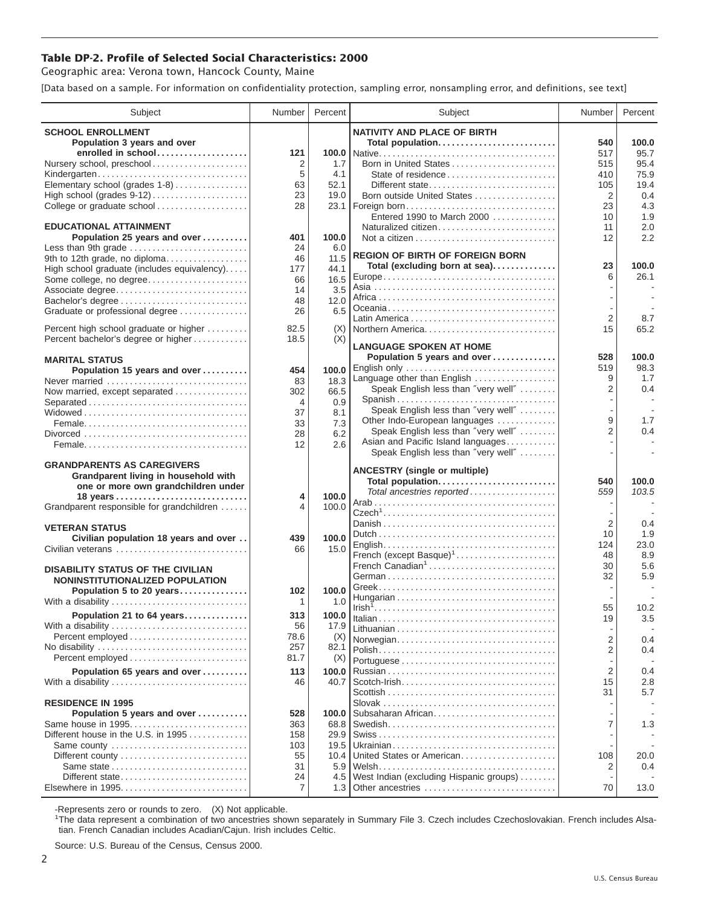## Table DP-2. Profile of Selected Social Characteristics: 2000

Geographic area: Verona town, Hancock County, Maine

[Data based on a sample. For information on confidentiality protection, sampling error, nonsampling error, and definitions, see text]

| Subject | Number | Percent |
|---|---|---|
| **SCHOOL ENROLLMENT** | | |
| **Population 3 years and over enrolled in school** | **121** | **100.0** |
| Nursery school, preschool | 2 | 1.7 |
| Kindergarten | 5 | 4.1 |
| Elementary school (grades 1-8) | 63 | 52.1 |
| High school (grades 9-12) | 23 | 19.0 |
| College or graduate school | 28 | 23.1 |
| **EDUCATIONAL ATTAINMENT** | | |
| **Population 25 years and over** | **401** | **100.0** |
| Less than 9th grade | 24 | 6.0 |
| 9th to 12th grade, no diploma | 46 | 11.5 |
| High school graduate (includes equivalency) | 177 | 44.1 |
| Some college, no degree | 66 | 16.5 |
| Associate degree | 14 | 3.5 |
| Bachelor's degree | 48 | 12.0 |
| Graduate or professional degree | 26 | 6.5 |
| Percent high school graduate or higher | 82.5 | (X) |
| Percent bachelor's degree or higher | 18.5 | (X) |
| **MARITAL STATUS** | | |
| **Population 15 years and over** | **454** | **100.0** |
| Never married | 83 | 18.3 |
| Now married, except separated | 302 | 66.5 |
| Separated | 4 | 0.9 |
| Widowed | 37 | 8.1 |
| Female | 33 | 7.3 |
| Divorced | 28 | 6.2 |
| Female | 12 | 2.6 |
| **GRANDPARENTS AS CAREGIVERS** | | |
| **Grandparent living in household with one or more own grandchildren under 18 years** | **4** | **100.0** |
| Grandparent responsible for grandchildren | 4 | 100.0 |
| **VETERAN STATUS** | | |
| **Civilian population 18 years and over** | **439** | **100.0** |
| Civilian veterans | 66 | 15.0 |
| **DISABILITY STATUS OF THE CIVILIAN NONINSTITUTIONALIZED POPULATION** | | |
| **Population 5 to 20 years** | **102** | **100.0** |
| With a disability | 1 | 1.0 |
| **Population 21 to 64 years** | **313** | **100.0** |
| With a disability | 56 | 17.9 |
| Percent employed | 78.6 | (X) |
| No disability | 257 | 82.1 |
| Percent employed | 81.7 | (X) |
| **Population 65 years and over** | **113** | **100.0** |
| With a disability | 46 | 40.7 |
| **RESIDENCE IN 1995** | | |
| **Population 5 years and over** | **528** | **100.0** |
| Same house in 1995 | 363 | 68.8 |
| Different house in the U.S. in 1995 | 158 | 29.9 |
| Same county | 103 | 19.5 |
| Different county | 55 | 10.4 |
| Same state | 31 | 5.9 |
| Different state | 24 | 4.5 |
| Elsewhere in 1995 | 7 | 1.3 |

| Subject | Number | Percent |
|---|---|---|
| **NATIVITY AND PLACE OF BIRTH** | | |
| **Total population** | **540** | **100.0** |
| Native | 517 | 95.7 |
| Born in United States | 515 | 95.4 |
| State of residence | 410 | 75.9 |
| Different state | 105 | 19.4 |
| Born outside United States | 2 | 0.4 |
| Foreign born | 23 | 4.3 |
| Entered 1990 to March 2000 | 10 | 1.9 |
| Naturalized citizen | 11 | 2.0 |
| Not a citizen | 12 | 2.2 |
| **REGION OF BIRTH OF FOREIGN BORN** | | |
| **Total (excluding born at sea)** | **23** | **100.0** |
| Europe | 6 | 26.1 |
| Asia | - | - |
| Africa | - | - |
| Oceania | - | - |
| Latin America | 2 | 8.7 |
| Northern America | 15 | 65.2 |
| **LANGUAGE SPOKEN AT HOME** | | |
| **Population 5 years and over** | **528** | **100.0** |
| English only | 519 | 98.3 |
| Language other than English | 9 | 1.7 |
| Speak English less than "very well" | 2 | 0.4 |
| Spanish | - | - |
| Speak English less than "very well" | - | - |
| Other Indo-European languages | 9 | 1.7 |
| Speak English less than "very well" | 2 | 0.4 |
| Asian and Pacific Island languages | - | - |
| Speak English less than "very well" | - | - |
| **ANCESTRY (single or multiple)** | | |
| **Total population** | **540** | **100.0** |
| *Total ancestries reported* | *559* | *103.5* |
| Arab | - | - |
| Czech[1] | - | - |
| Danish | 2 | 0.4 |
| Dutch | 10 | 1.9 |
| English | 124 | 23.0 |
| French (except Basque)[1] | 48 | 8.9 |
| French Canadian[1] | 30 | 5.6 |
| German | 32 | 5.9 |
| Greek | - | - |
| Hungarian | - | - |
| Irish[1] | 55 | 10.2 |
| Italian | 19 | 3.5 |
| Lithuanian | - | - |
| Norwegian | 2 | 0.4 |
| Polish | 2 | 0.4 |
| Portuguese | - | - |
| Russian | 2 | 0.4 |
| Scotch-Irish | 15 | 2.8 |
| Scottish | 31 | 5.7 |
| Slovak | - | - |
| Subsaharan African | - | - |
| Swedish | 7 | 1.3 |
| Swiss | - | - |
| Ukrainian | - | - |
| United States or American | 108 | 20.0 |
| Welsh | 2 | 0.4 |
| West Indian (excluding Hispanic groups) | - | - |
| Other ancestries | 70 | 13.0 |

-Represents zero or rounds to zero. (X) Not applicable.

[1]The data represent a combination of two ancestries shown separately in Summary File 3. Czech includes Czechoslovakian. French includes Alsatian. French Canadian includes Acadian/Cajun. Irish includes Celtic.

Source: U.S. Bureau of the Census, Census 2000.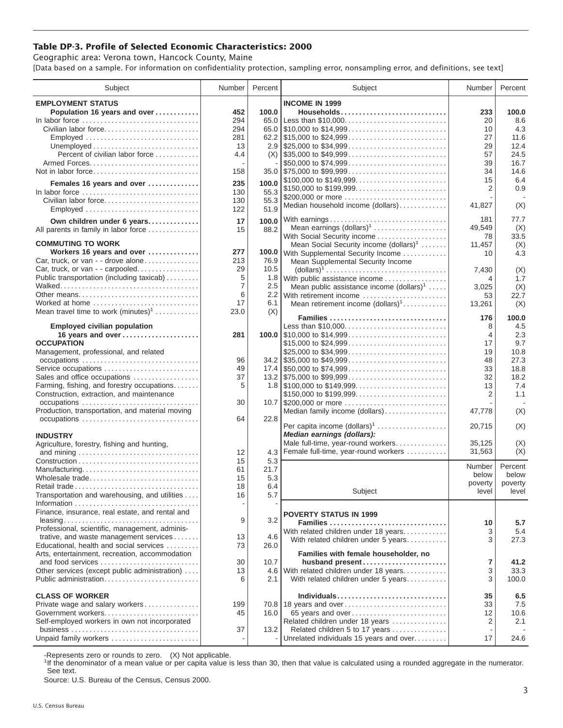# Table DP-3. Profile of Selected Economic Characteristics: 2000

Geographic area: Verona town, Hancock County, Maine

[Data based on a sample. For information on confidentiality protection, sampling error, nonsampling error, and definitions, see text]

| Subject | Number | Percent |
|---|---|---|
| **EMPLOYMENT STATUS** | | |
| **Population 16 years and over** | **452** | **100.0** |
| In labor force | 294 | 65.0 |
| Civilian labor force | 294 | 65.0 |
| Employed | 281 | 62.2 |
| Unemployed | 13 | 2.9 |
| Percent of civilian labor force | 4.4 | (X) |
| Armed Forces | - | - |
| Not in labor force | 158 | 35.0 |
| **Females 16 years and over** | **235** | **100.0** |
| In labor force | 130 | 55.3 |
| Civilian labor force | 130 | 55.3 |
| Employed | 122 | 51.9 |
| **Own children under 6 years** | **17** | **100.0** |
| All parents in family in labor force | 15 | 88.2 |
| **COMMUTING TO WORK** | | |
| **Workers 16 years and over** | **277** | **100.0** |
| Car, truck, or van - - drove alone | 213 | 76.9 |
| Car, truck, or van - - carpooled | 29 | 10.5 |
| Public transportation (including taxicab) | 5 | 1.8 |
| Walked | 7 | 2.5 |
| Other means | 6 | 2.2 |
| Worked at home | 17 | 6.1 |
| Mean travel time to work (minutes)[1] | 23.0 | (X) |
| **Employed civilian population 16 years and over** | **281** | **100.0** |
| **OCCUPATION** | | |
| Management, professional, and related occupations | 96 | 34.2 |
| Service occupations | 49 | 17.4 |
| Sales and office occupations | 37 | 13.2 |
| Farming, fishing, and forestry occupations | 5 | 1.8 |
| Construction, extraction, and maintenance occupations | 30 | 10.7 |
| Production, transportation, and material moving occupations | 64 | 22.8 |
| **INDUSTRY** | | |
| Agriculture, forestry, fishing and hunting, and mining | 12 | 4.3 |
| Construction | 15 | 5.3 |
| Manufacturing | 61 | 21.7 |
| Wholesale trade | 15 | 5.3 |
| Retail trade | 18 | 6.4 |
| Transportation and warehousing, and utilities | 16 | 5.7 |
| Information | - | - |
| Finance, insurance, real estate, and rental and leasing | 9 | 3.2 |
| Professional, scientific, management, administrative, and waste management services | 13 | 4.6 |
| Educational, health and social services | 73 | 26.0 |
| Arts, entertainment, recreation, accommodation and food services | 30 | 10.7 |
| Other services (except public administration) | 13 | 4.6 |
| Public administration | 6 | 2.1 |
| **CLASS OF WORKER** | | |
| Private wage and salary workers | 199 | 70.8 |
| Government workers | 45 | 16.0 |
| Self-employed workers in own not incorporated business | 37 | 13.2 |
| Unpaid family workers | - | - |

| Subject | Number | Percent |
|---|---|---|
| **INCOME IN 1999** | | |
| **Households** | **233** | **100.0** |
| Less than $10,000 | 20 | 8.6 |
| $10,000 to $14,999 | 10 | 4.3 |
| $15,000 to $24,999 | 27 | 11.6 |
| $25,000 to $34,999 | 29 | 12.4 |
| $35,000 to $49,999 | 57 | 24.5 |
| $50,000 to $74,999 | 39 | 16.7 |
| $75,000 to $99,999 | 34 | 14.6 |
| $100,000 to $149,999 | 15 | 6.4 |
| $150,000 to $199,999 | 2 | 0.9 |
| $200,000 or more | - | - |
| Median household income (dollars) | 41,827 | (X) |
| With earnings | 181 | 77.7 |
| Mean earnings (dollars)[1] | 49,549 | (X) |
| With Social Security income | 78 | 33.5 |
| Mean Social Security income (dollars)[1] | 11,457 | (X) |
| With Supplemental Security Income | 10 | 4.3 |
| Mean Supplemental Security Income (dollars)[1] | 7,430 | (X) |
| With public assistance income | 4 | 1.7 |
| Mean public assistance income (dollars)[1] | 3,025 | (X) |
| With retirement income | 53 | 22.7 |
| Mean retirement income (dollars)[1] | 13,261 | (X) |
| **Families** | **176** | **100.0** |
| Less than $10,000 | 8 | 4.5 |
| $10,000 to $14,999 | 4 | 2.3 |
| $15,000 to $24,999 | 17 | 9.7 |
| $25,000 to $34,999 | 19 | 10.8 |
| $35,000 to $49,999 | 48 | 27.3 |
| $50,000 to $74,999 | 33 | 18.8 |
| $75,000 to $99,999 | 32 | 18.2 |
| $100,000 to $149,999 | 13 | 7.4 |
| $150,000 to $199,999 | 2 | 1.1 |
| $200,000 or more | - | - |
| Median family income (dollars) | 47,778 | (X) |
| Per capita income (dollars)[1] | 20,715 | (X) |
| ***Median earnings (dollars):*** | | |
| Male full-time, year-round workers | 35,125 | (X) |
| Female full-time, year-round workers | 31,563 | (X) |

| Subject | Number below poverty level | Percent below poverty level |
|---|---|---|
| **POVERTY STATUS IN 1999** | | |
| **Families** | **10** | **5.7** |
| With related children under 18 years | 3 | 5.4 |
| With related children under 5 years | 3 | 27.3 |
| **Families with female householder, no husband present** | **7** | **41.2** |
| With related children under 18 years | 3 | 33.3 |
| With related children under 5 years | 3 | 100.0 |
| **Individuals** | **35** | **6.5** |
| 18 years and over | 33 | 7.5 |
| 65 years and over | 12 | 10.6 |
| Related children under 18 years | 2 | 2.1 |
| Related children 5 to 17 years | - | - |
| Unrelated individuals 15 years and over | 17 | 24.6 |

-Represents zero or rounds to zero. (X) Not applicable.

[1]If the denominator of a mean value or per capita value is less than 30, then that value is calculated using a rounded aggregate in the numerator. See text.

Source: U.S. Bureau of the Census, Census 2000.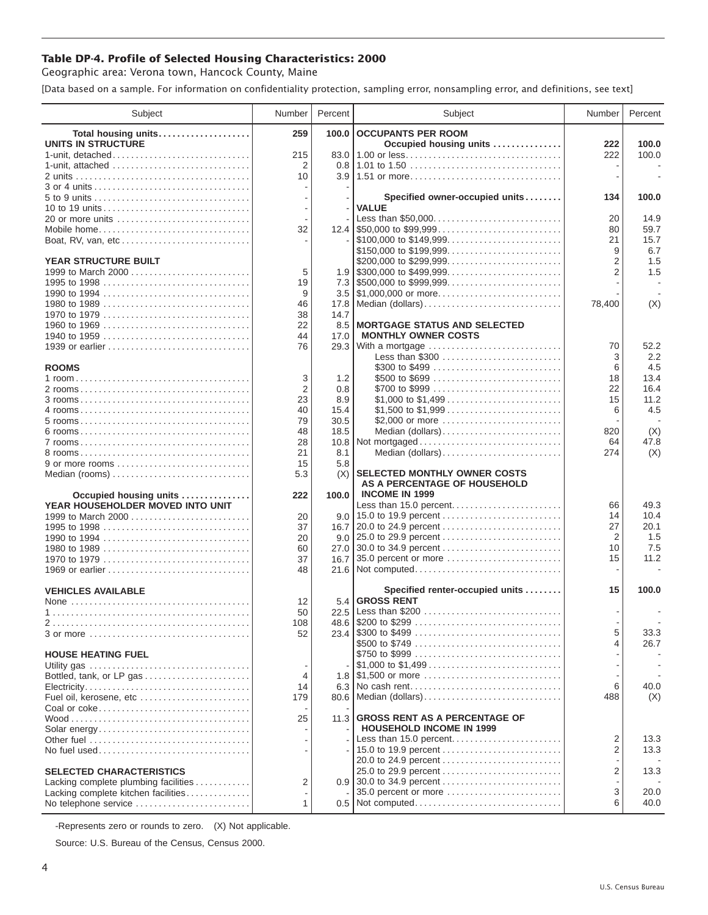# Table DP-4. Profile of Selected Housing Characteristics: 2000

Geographic area: Verona town, Hancock County, Maine

[Data based on a sample. For information on confidentiality protection, sampling error, nonsampling error, and definitions, see text]

| Subject | Number | Percent | Subject | Number | Percent |
|---|---|---|---|---|---|
| **Total housing units** | **259** | **100.0** | **OCCUPANTS PER ROOM** | | |
| **UNITS IN STRUCTURE** | | | **Occupied housing units** | **222** | **100.0** |
| 1-unit, detached | 215 | 83.0 | 1.00 or less | 222 | 100.0 |
| 1-unit, attached | 2 | 0.8 | 1.01 to 1.50 | - | - |
| 2 units | 10 | 3.9 | 1.51 or more | - | - |
| 3 or 4 units | - | - | | | |
| 5 to 9 units | - | - | **Specified owner-occupied units** | **134** | **100.0** |
| 10 to 19 units | - | - | **VALUE** | | |
| 20 or more units | - | - | Less than $50,000 | 20 | 14.9 |
| Mobile home | 32 | 12.4 | $50,000 to $99,999 | 80 | 59.7 |
| Boat, RV, van, etc | - | - | $100,000 to $149,999 | 21 | 15.7 |
| | | | $150,000 to $199,999 | 9 | 6.7 |
| **YEAR STRUCTURE BUILT** | | | $200,000 to $299,999 | 2 | 1.5 |
| 1999 to March 2000 | 5 | 1.9 | $300,000 to $499,999 | 2 | 1.5 |
| 1995 to 1998 | 19 | 7.3 | $500,000 to $999,999 | - | - |
| 1990 to 1994 | 9 | 3.5 | $1,000,000 or more | - | - |
| 1980 to 1989 | 46 | 17.8 | Median (dollars) | 78,400 | (X) |
| 1970 to 1979 | 38 | 14.7 | | | |
| 1960 to 1969 | 22 | 8.5 | **MORTGAGE STATUS AND SELECTED MONTHLY OWNER COSTS** | | |
| 1940 to 1959 | 44 | 17.0 | | | |
| 1939 or earlier | 76 | 29.3 | With a mortgage | 70 | 52.2 |
| | | | Less than $300 | 3 | 2.2 |
| **ROOMS** | | | $300 to $499 | 6 | 4.5 |
| 1 room | 3 | 1.2 | $500 to $699 | 18 | 13.4 |
| 2 rooms | 2 | 0.8 | $700 to $999 | 22 | 16.4 |
| 3 rooms | 23 | 8.9 | $1,000 to $1,499 | 15 | 11.2 |
| 4 rooms | 40 | 15.4 | $1,500 to $1,999 | 6 | 4.5 |
| 5 rooms | 79 | 30.5 | $2,000 or more | - | - |
| 6 rooms | 48 | 18.5 | Median (dollars) | 820 | (X) |
| 7 rooms | 28 | 10.8 | Not mortgaged | 64 | 47.8 |
| 8 rooms | 21 | 8.1 | Median (dollars) | 274 | (X) |
| 9 or more rooms | 15 | 5.8 | | | |
| Median (rooms) | 5.3 | (X) | **SELECTED MONTHLY OWNER COSTS AS A PERCENTAGE OF HOUSEHOLD INCOME IN 1999** | | |
| **Occupied housing units** | **222** | **100.0** | | | |
| **YEAR HOUSEHOLDER MOVED INTO UNIT** | | | Less than 15.0 percent | 66 | 49.3 |
| 1999 to March 2000 | 20 | 9.0 | 15.0 to 19.9 percent | 14 | 10.4 |
| 1995 to 1998 | 37 | 16.7 | 20.0 to 24.9 percent | 27 | 20.1 |
| 1990 to 1994 | 20 | 9.0 | 25.0 to 29.9 percent | 2 | 1.5 |
| 1980 to 1989 | 60 | 27.0 | 30.0 to 34.9 percent | 10 | 7.5 |
| 1970 to 1979 | 37 | 16.7 | 35.0 percent or more | 15 | 11.2 |
| 1969 or earlier | 48 | 21.6 | Not computed | - | - |
| | | | | | |
| **VEHICLES AVAILABLE** | | | **Specified renter-occupied units** | **15** | **100.0** |
| None | 12 | 5.4 | **GROSS RENT** | | |
| 1 | 50 | 22.5 | Less than $200 | - | - |
| 2 | 108 | 48.6 | $200 to $299 | - | - |
| 3 or more | 52 | 23.4 | $300 to $499 | 5 | 33.3 |
| | | | $500 to $749 | 4 | 26.7 |
| **HOUSE HEATING FUEL** | | | $750 to $999 | - | - |
| Utility gas | - | - | $1,000 to $1,499 | - | - |
| Bottled, tank, or LP gas | 4 | 1.8 | $1,500 or more | - | - |
| Electricity | 14 | 6.3 | No cash rent | 6 | 40.0 |
| Fuel oil, kerosene, etc | 179 | 80.6 | Median (dollars) | 488 | (X) |
| Coal or coke | - | - | | | |
| Wood | 25 | 11.3 | **GROSS RENT AS A PERCENTAGE OF HOUSEHOLD INCOME IN 1999** | | |
| Solar energy | - | - | | | |
| Other fuel | - | - | Less than 15.0 percent | 2 | 13.3 |
| No fuel used | - | - | 15.0 to 19.9 percent | 2 | 13.3 |
| | | | 20.0 to 24.9 percent | - | - |
| **SELECTED CHARACTERISTICS** | | | 25.0 to 29.9 percent | 2 | 13.3 |
| Lacking complete plumbing facilities | 2 | 0.9 | 30.0 to 34.9 percent | - | - |
| Lacking complete kitchen facilities | - | - | 35.0 percent or more | 3 | 20.0 |
| No telephone service | 1 | 0.5 | Not computed | 6 | 40.0 |

-Represents zero or rounds to zero. (X) Not applicable.

Source: U.S. Bureau of the Census, Census 2000.